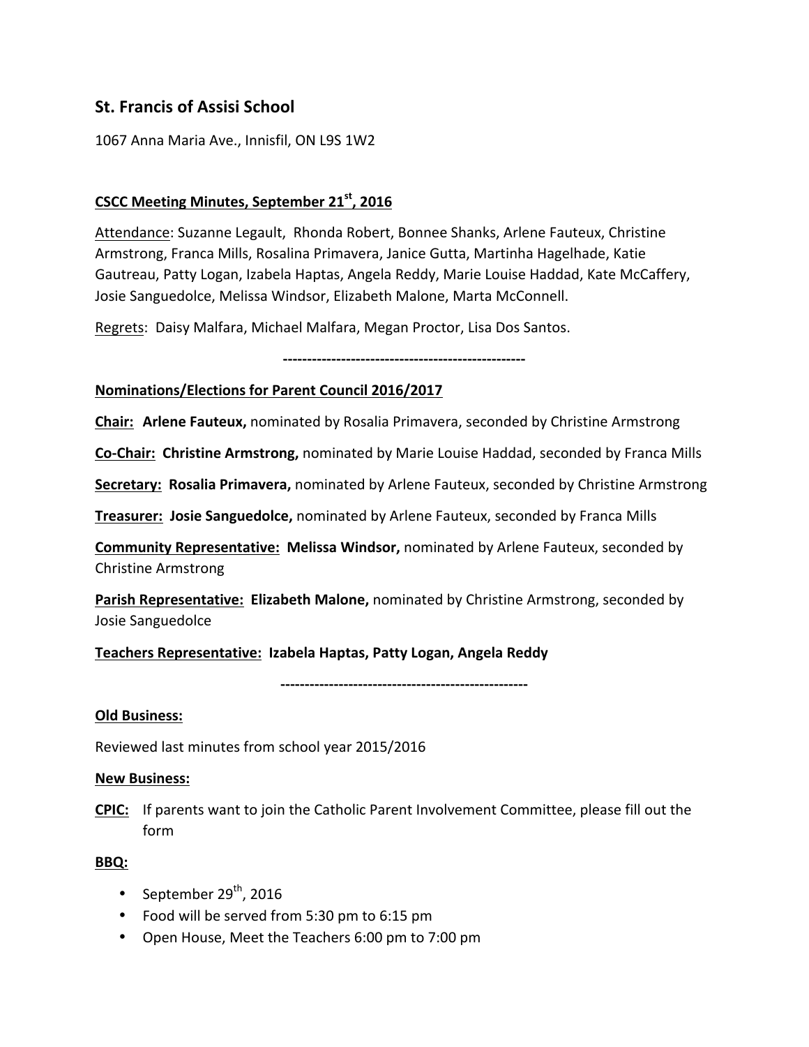## St. Francis of Assisi School

1067 Anna Maria Ave., Innisfil, ON L9S 1W2

### **CSCC Meeting Minutes, September 21st, 2016**

Attendance: Suzanne Legault, Rhonda Robert, Bonnee Shanks, Arlene Fauteux, Christine Armstrong, Franca Mills, Rosalina Primavera, Janice Gutta, Martinha Hagelhade, Katie Gautreau, Patty Logan, Izabela Haptas, Angela Reddy, Marie Louise Haddad, Kate McCaffery, Josie Sanguedolce, Melissa Windsor, Elizabeth Malone, Marta McConnell.

Regrets: Daisy Malfara, Michael Malfara, Megan Proctor, Lisa Dos Santos.

--------------------------------------------------

**Nominations/Elections for Parent Council 2016/2017**

**Chair: Arlene Fauteux,** nominated by Rosalia Primavera, seconded by Christine Armstrong

**Co-Chair: Christine Armstrong,** nominated by Marie Louise Haddad, seconded by Franca Mills

**Secretary: Rosalia Primavera,** nominated by Arlene Fauteux, seconded by Christine Armstrong

**Treasurer: Josie Sanguedolce,** nominated by Arlene Fauteux, seconded by Franca Mills

**Community Representative: Melissa Windsor,** nominated by Arlene Fauteux, seconded by Christine Armstrong

**Parish Representative: Elizabeth Malone,** nominated by Christine Armstrong, seconded by Josie Sanguedolce

**Teachers Representative: Izabela Haptas, Patty Logan, Angela Reddy**

---------------------------------------------------

**Old Business:**

Reviewed last minutes from school year 2015/2016

**New Business:**

**CPIC:** If parents want to join the Catholic Parent Involvement Committee, please fill out the form

**BBQ:**

- September 29th, 2016
- Food will be served from 5:30 pm to 6:15 pm
- Open House, Meet the Teachers 6:00 pm to 7:00 pm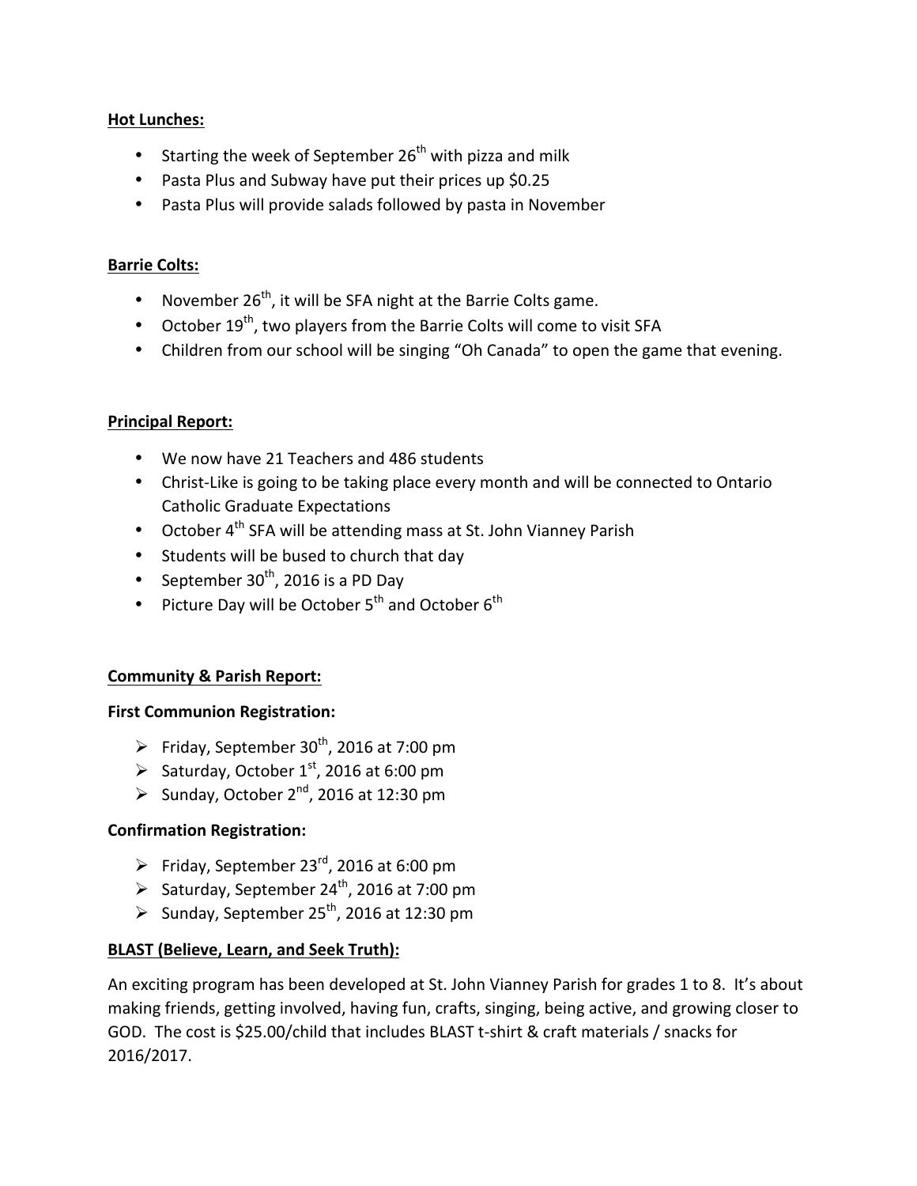**Hot Lunches:**

- Starting the week of September 26th with pizza and milk
- Pasta Plus and Subway have put their prices up $0.25
- Pasta Plus will provide salads followed by pasta in November

**Barrie Colts:**

- November 26th, it will be SFA night at the Barrie Colts game.
- October 19th, two players from the Barrie Colts will come to visit SFA
- Children from our school will be singing "Oh Canada" to open the game that evening.

**Principal Report:**

- We now have 21 Teachers and 486 students
- Christ-Like is going to be taking place every month and will be connected to Ontario Catholic Graduate Expectations
- October 4th SFA will be attending mass at St. John Vianney Parish
- Students will be bused to church that day
- September 30th, 2016 is a PD Day
- Picture Day will be October 5th and October 6th

**Community & Parish Report:**

**First Communion Registration:**

- Friday, September 30th, 2016 at 7:00 pm
- Saturday, October 1st, 2016 at 6:00 pm
- Sunday, October 2nd, 2016 at 12:30 pm

**Confirmation Registration:**

- Friday, September 23rd, 2016 at 6:00 pm
- Saturday, September 24th, 2016 at 7:00 pm
- Sunday, September 25th, 2016 at 12:30 pm

**BLAST (Believe, Learn, and Seek Truth):**

An exciting program has been developed at St. John Vianney Parish for grades 1 to 8. It's about making friends, getting involved, having fun, crafts, singing, being active, and growing closer to GOD. The cost is $25.00/child that includes BLAST t-shirt & craft materials / snacks for 2016/2017.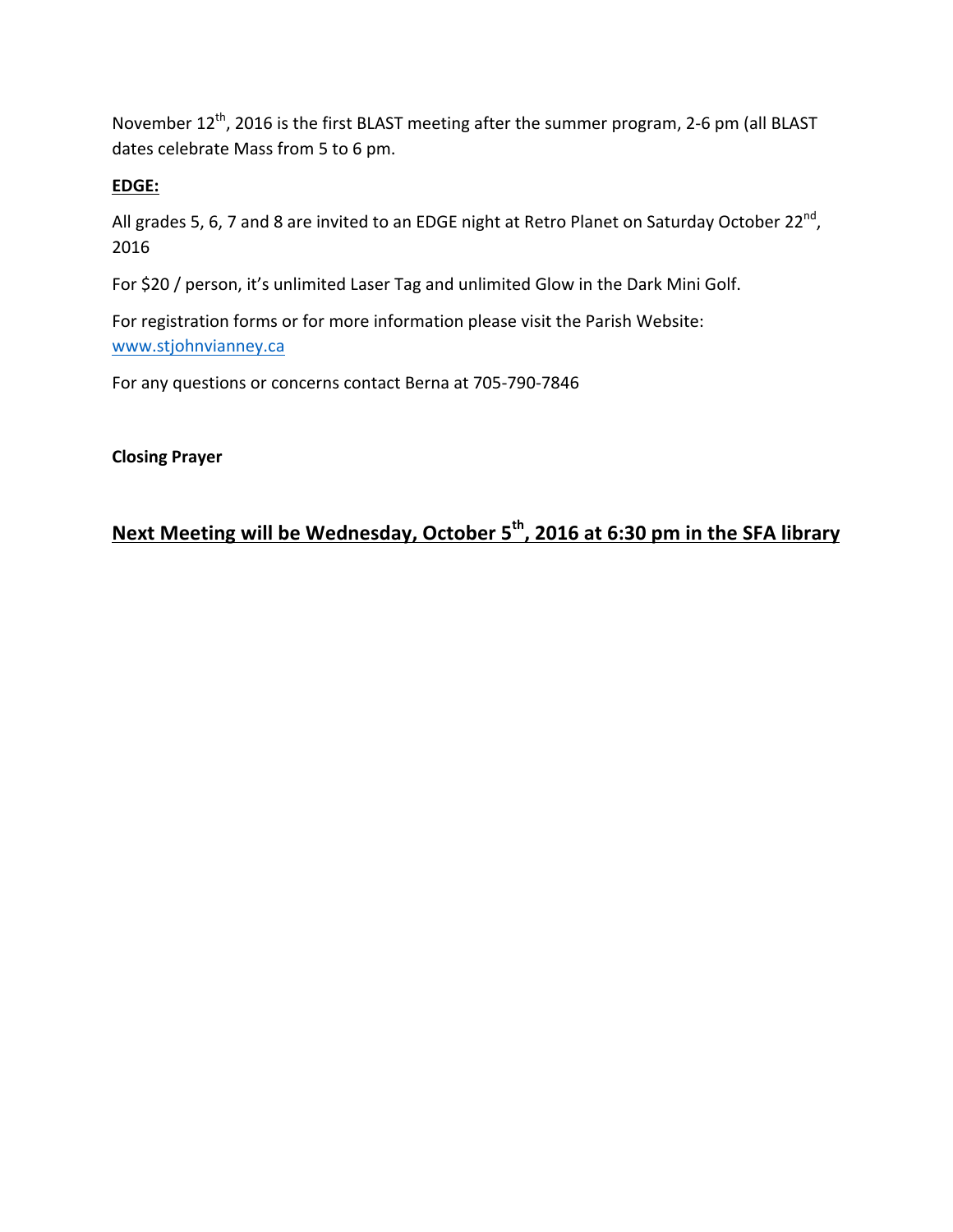November 12th, 2016 is the first BLAST meeting after the summer program, 2-6 pm (all BLAST dates celebrate Mass from 5 to 6 pm.

**EDGE:**

All grades 5, 6, 7 and 8 are invited to an EDGE night at Retro Planet on Saturday October 22nd, 2016

For $20 / person, it's unlimited Laser Tag and unlimited Glow in the Dark Mini Golf.

For registration forms or for more information please visit the Parish Website: www.stjohnvianney.ca

For any questions or concerns contact Berna at 705-790-7846

**Closing Prayer**

## Next Meeting will be Wednesday, October 5th, 2016 at 6:30 pm in the SFA library